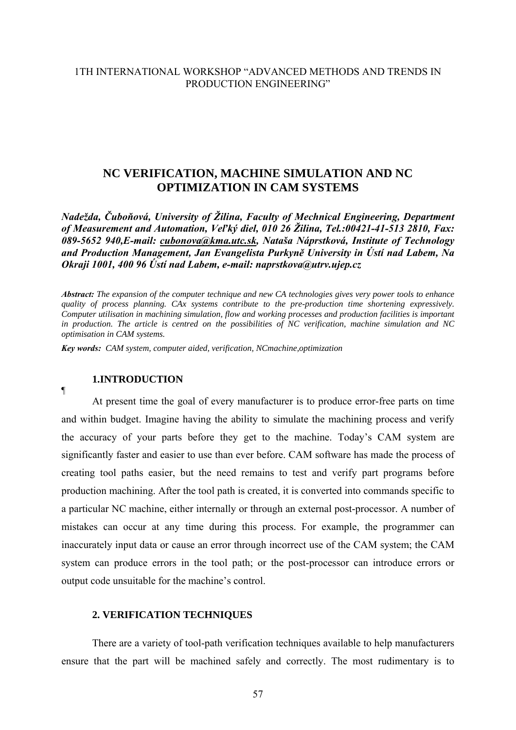1TH INTERNATIONAL WORKSHOP "ADVANCED METHODS AND TRENDS IN PRODUCTION ENGINEERING"

# NC VERIFICATION, MACHINE SIMULATION AND NC OPTIMIZATION IN CAM SYSTEMS

***Nadežda, Čuboňová, University of Žilina, Faculty of Mechnical Engineering, Department of Measurement and Automation, Veľký diel, 010 26 Žilina, Tel.:00421-41-513 2810, Fax: 089-5652 940,E-mail: cubonova@kma.utc.sk, Nataša Náprstková, Institute of Technology and Production Management, Jan Evangelista Purkyně University in Ústí nad Labem, Na Okraji 1001, 400 96 Ústí nad Labem, e-mail: naprstkova@utrv.ujep.cz***

***Abstract:*** *The expansion of the computer technique and new CA technologies gives very power tools to enhance quality of process planning. CAx systems contribute to the pre-production time shortening expressively. Computer utilisation in machining simulation, flow and working processes and production facilities is important in production. The article is centred on the possibilities of NC verification, machine simulation and NC optimisation in CAM systems.*

***Key words:*** *CAM system, computer aided, verification, NCmachine,optimization*

## 1.INTRODUCTION

¶

At present time the goal of every manufacturer is to produce error-free parts on time and within budget. Imagine having the ability to simulate the machining process and verify the accuracy of your parts before they get to the machine. Today's CAM system are significantly faster and easier to use than ever before. CAM software has made the process of creating tool paths easier, but the need remains to test and verify part programs before production machining. After the tool path is created, it is converted into commands specific to a particular NC machine, either internally or through an external post-processor. A number of mistakes can occur at any time during this process. For example, the programmer can inaccurately input data or cause an error through incorrect use of the CAM system; the CAM system can produce errors in the tool path; or the post-processor can introduce errors or output code unsuitable for the machine's control.

## 2. VERIFICATION TECHNIQUES

There are a variety of tool-path verification techniques available to help manufacturers ensure that the part will be machined safely and correctly. The most rudimentary is to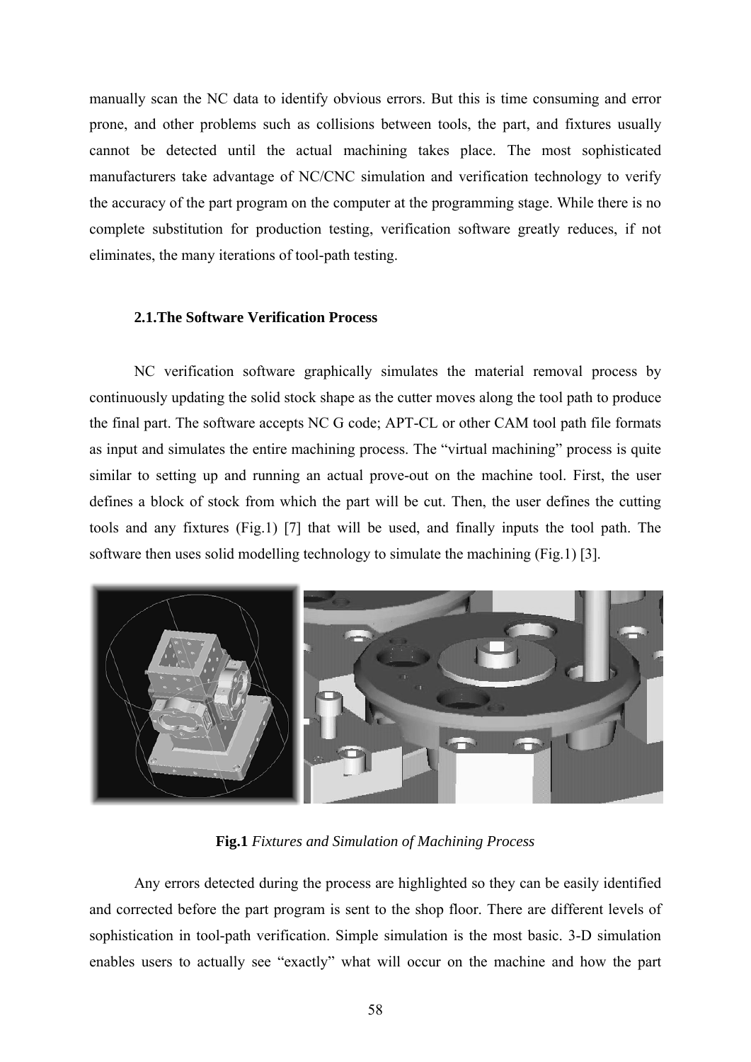manually scan the NC data to identify obvious errors. But this is time consuming and error prone, and other problems such as collisions between tools, the part, and fixtures usually cannot be detected until the actual machining takes place. The most sophisticated manufacturers take advantage of NC/CNC simulation and verification technology to verify the accuracy of the part program on the computer at the programming stage. While there is no complete substitution for production testing, verification software greatly reduces, if not eliminates, the many iterations of tool-path testing.

### 2.1.The Software Verification Process

NC verification software graphically simulates the material removal process by continuously updating the solid stock shape as the cutter moves along the tool path to produce the final part. The software accepts NC G code; APT-CL or other CAM tool path file formats as input and simulates the entire machining process. The "virtual machining" process is quite similar to setting up and running an actual prove-out on the machine tool. First, the user defines a block of stock from which the part will be cut. Then, the user defines the cutting tools and any fixtures (Fig.1) [7] that will be used, and finally inputs the tool path. The software then uses solid modelling technology to simulate the machining (Fig.1) [3].

**Fig.1** *Fixtures and Simulation of Machining Process*

Any errors detected during the process are highlighted so they can be easily identified and corrected before the part program is sent to the shop floor. There are different levels of sophistication in tool-path verification. Simple simulation is the most basic. 3-D simulation enables users to actually see "exactly" what will occur on the machine and how the part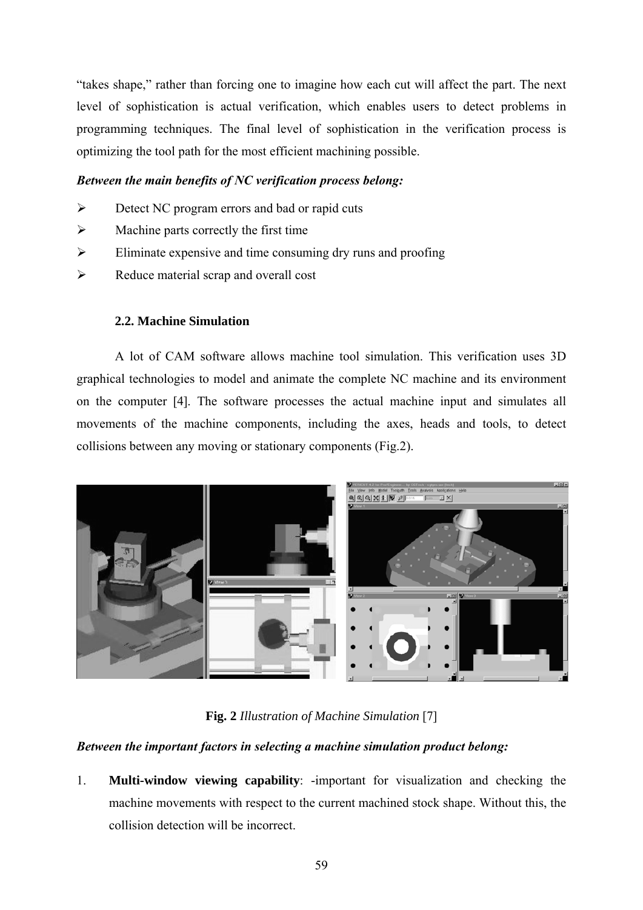"takes shape," rather than forcing one to imagine how each cut will affect the part. The next level of sophistication is actual verification, which enables users to detect problems in programming techniques. The final level of sophistication in the verification process is optimizing the tool path for the most efficient machining possible.

***Between the main benefits of NC verification process belong:***

- Detect NC program errors and bad or rapid cuts
- Machine parts correctly the first time
- Eliminate expensive and time consuming dry runs and proofing
- Reduce material scrap and overall cost

### 2.2. Machine Simulation

A lot of CAM software allows machine tool simulation. This verification uses 3D graphical technologies to model and animate the complete NC machine and its environment on the computer [4]. The software processes the actual machine input and simulates all movements of the machine components, including the axes, heads and tools, to detect collisions between any moving or stationary components (Fig.2).

**Fig. 2** *Illustration of Machine Simulation* [7]

***Between the important factors in selecting a machine simulation product belong:***

1. **Multi-window viewing capability**: -important for visualization and checking the machine movements with respect to the current machined stock shape. Without this, the collision detection will be incorrect.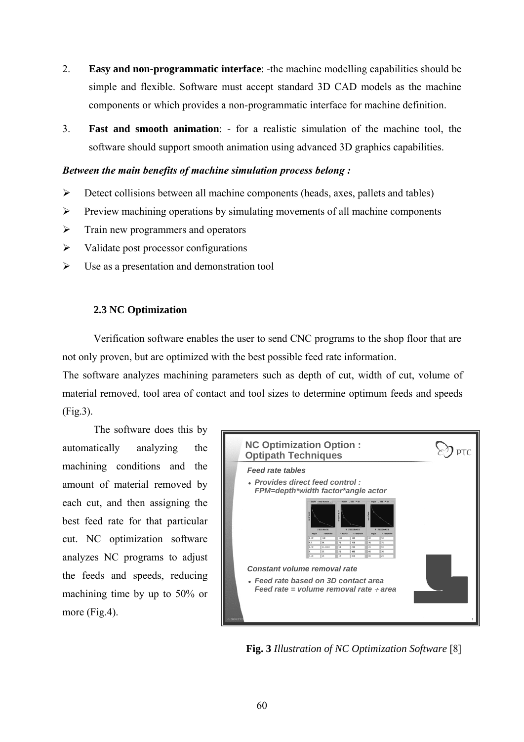2. **Easy and non-programmatic interface**: -the machine modelling capabilities should be simple and flexible. Software must accept standard 3D CAD models as the machine components or which provides a non-programmatic interface for machine definition.

3. **Fast and smooth animation**: - for a realistic simulation of the machine tool, the software should support smooth animation using advanced 3D graphics capabilities.

***Between the main benefits of machine simulation process belong :***

- Detect collisions between all machine components (heads, axes, pallets and tables)
- Preview machining operations by simulating movements of all machine components
- Train new programmers and operators
- Validate post processor configurations
- Use as a presentation and demonstration tool

### 2.3 NC Optimization

Verification software enables the user to send CNC programs to the shop floor that are not only proven, but are optimized with the best possible feed rate information.

The software analyzes machining parameters such as depth of cut, width of cut, volume of material removed, tool area of contact and tool sizes to determine optimum feeds and speeds (Fig.3).

The software does this by automatically analyzing the machining conditions and the amount of material removed by each cut, and then assigning the best feed rate for that particular cut. NC optimization software analyzes NC programs to adjust the feeds and speeds, reducing machining time by up to 50% or more (Fig.4).

**Fig. 3** *Illustration of NC Optimization Software* [8]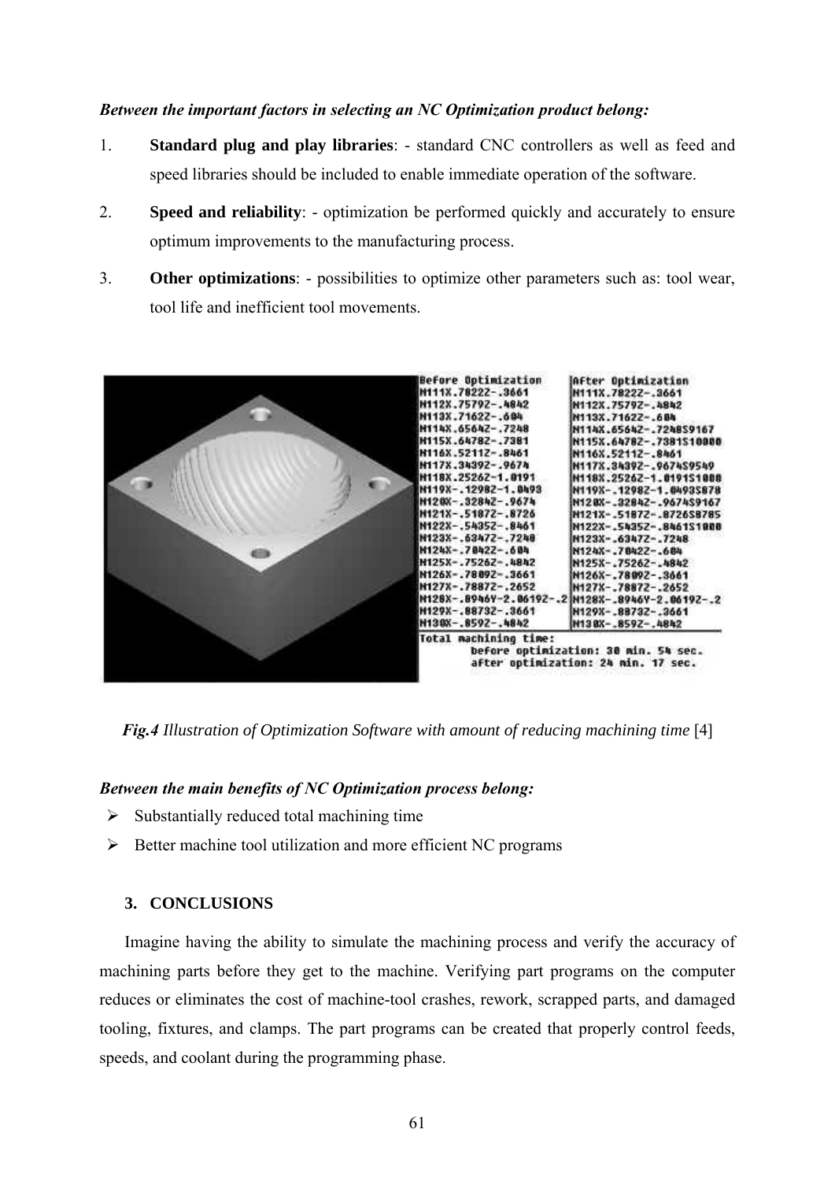***Between the important factors in selecting an NC Optimization product belong:***

1. **Standard plug and play libraries**: - standard CNC controllers as well as feed and speed libraries should be included to enable immediate operation of the software.
2. **Speed and reliability**: - optimization be performed quickly and accurately to ensure optimum improvements to the manufacturing process.
3. **Other optimizations**: - possibilities to optimize other parameters such as: tool wear, tool life and inefficient tool movements.

***Fig.4*** *Illustration of Optimization Software with amount of reducing machining time* [4]

***Between the main benefits of NC Optimization process belong:***

- Substantially reduced total machining time
- Better machine tool utilization and more efficient NC programs

## 3. CONCLUSIONS

Imagine having the ability to simulate the machining process and verify the accuracy of machining parts before they get to the machine. Verifying part programs on the computer reduces or eliminates the cost of machine-tool crashes, rework, scrapped parts, and damaged tooling, fixtures, and clamps. The part programs can be created that properly control feeds, speeds, and coolant during the programming phase.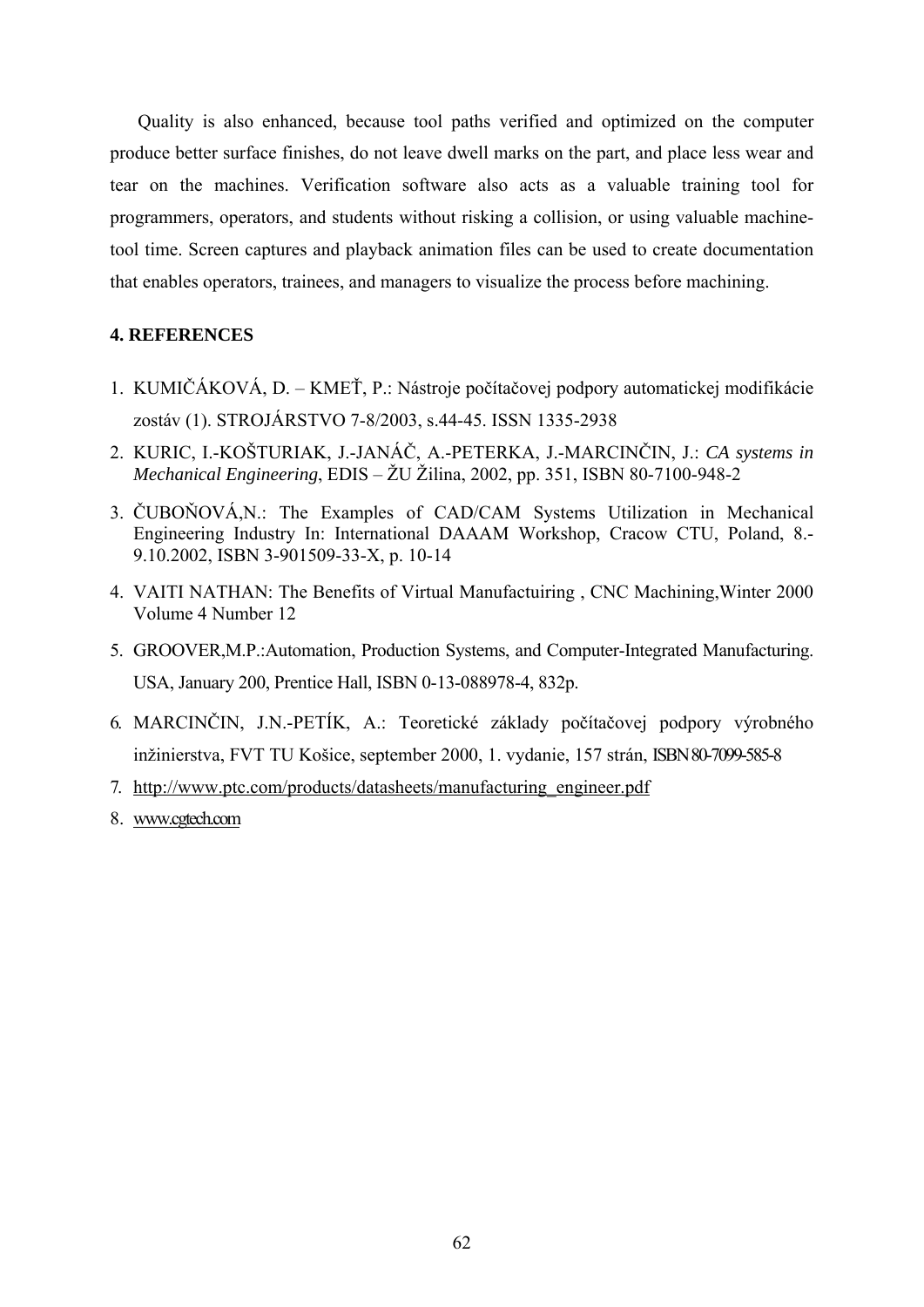Quality is also enhanced, because tool paths verified and optimized on the computer produce better surface finishes, do not leave dwell marks on the part, and place less wear and tear on the machines. Verification software also acts as a valuable training tool for programmers, operators, and students without risking a collision, or using valuable machine-tool time. Screen captures and playback animation files can be used to create documentation that enables operators, trainees, and managers to visualize the process before machining.

## 4. REFERENCES

1. KUMIČÁKOVÁ, D. – KMEŤ, P.: Nástroje počítačovej podpory automatickej modifikácie zostáv (1). STROJÁRSTVO 7-8/2003, s.44-45. ISSN 1335-2938
2. KURIC, I.-KOŠTURIAK, J.-JANÁČ, A.-PETERKA, J.-MARCINČIN, J.: *CA systems in Mechanical Engineering*, EDIS – ŽU Žilina, 2002, pp. 351, ISBN 80-7100-948-2
3. ČUBOŇOVÁ,N.: The Examples of CAD/CAM Systems Utilization in Mechanical Engineering Industry In: International DAAAM Workshop, Cracow CTU, Poland, 8.-9.10.2002, ISBN 3-901509-33-X, p. 10-14
4. VAITI NATHAN: The Benefits of Virtual Manufactuiring , CNC Machining,Winter 2000 Volume 4 Number 12
5. GROOVER,M.P.:Automation, Production Systems, and Computer-Integrated Manufacturing. USA, January 200, Prentice Hall, ISBN 0-13-088978-4, 832p.
6. MARCINČIN, J.N.-PETÍK, A.: Teoretické základy počítačovej podpory výrobného inžinierstva, FVT TU Košice, september 2000, 1. vydanie, 157 strán, ISBN 80-7099-585-8
7. http://www.ptc.com/products/datasheets/manufacturing_engineer.pdf
8. www.cgtech.com